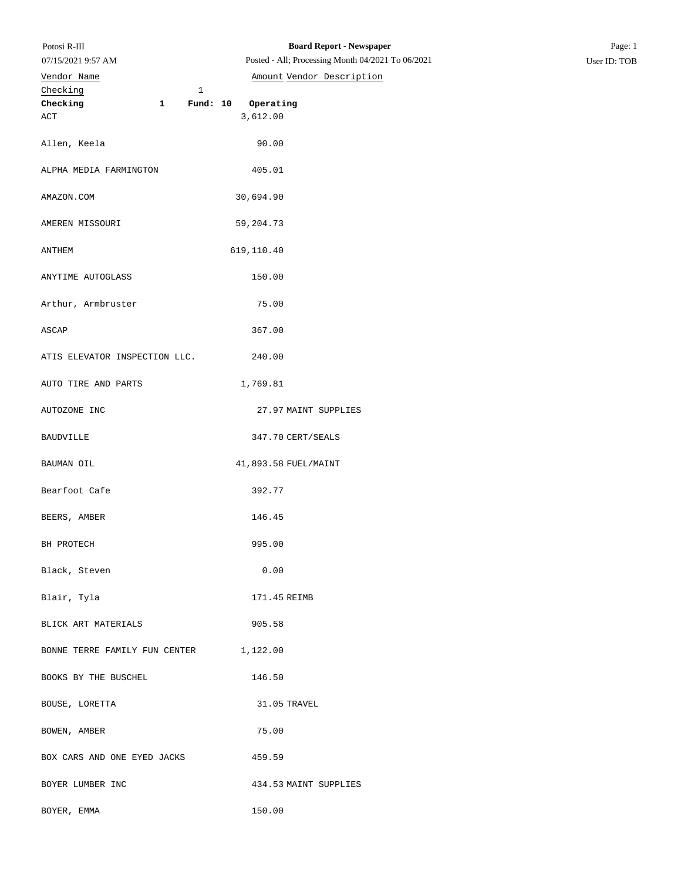Potosi R-III
07/15/2021 9:57 AM

**Board Report - Newspaper**

Posted - All; Processing Month 04/2021 To 06/2021

User ID: TOB

| Vendor Name | Amount | Vendor Description |
|---|---|---|
| Checking 1 | | |
| **Checking 1 Fund: 10** | **Operating** | |
| ACT | 3,612.00 | |
| Allen, Keela | 90.00 | |
| ALPHA MEDIA FARMINGTON | 405.01 | |
| AMAZON.COM | 30,694.90 | |
| AMEREN MISSOURI | 59,204.73 | |
| ANTHEM | 619,110.40 | |
| ANYTIME AUTOGLASS | 150.00 | |
| Arthur, Armbruster | 75.00 | |
| ASCAP | 367.00 | |
| ATIS ELEVATOR INSPECTION LLC. | 240.00 | |
| AUTO TIRE AND PARTS | 1,769.81 | |
| AUTOZONE INC | 27.97 | MAINT SUPPLIES |
| BAUDVILLE | 347.70 | CERT/SEALS |
| BAUMAN OIL | 41,893.58 | FUEL/MAINT |
| Bearfoot Cafe | 392.77 | |
| BEERS, AMBER | 146.45 | |
| BH PROTECH | 995.00 | |
| Black, Steven | 0.00 | |
| Blair, Tyla | 171.45 | REIMB |
| BLICK ART MATERIALS | 905.58 | |
| BONNE TERRE FAMILY FUN CENTER | 1,122.00 | |
| BOOKS BY THE BUSCHEL | 146.50 | |
| BOUSE, LORETTA | 31.05 | TRAVEL |
| BOWEN, AMBER | 75.00 | |
| BOX CARS AND ONE EYED JACKS | 459.59 | |
| BOYER LUMBER INC | 434.53 | MAINT SUPPLIES |
| BOYER, EMMA | 150.00 | |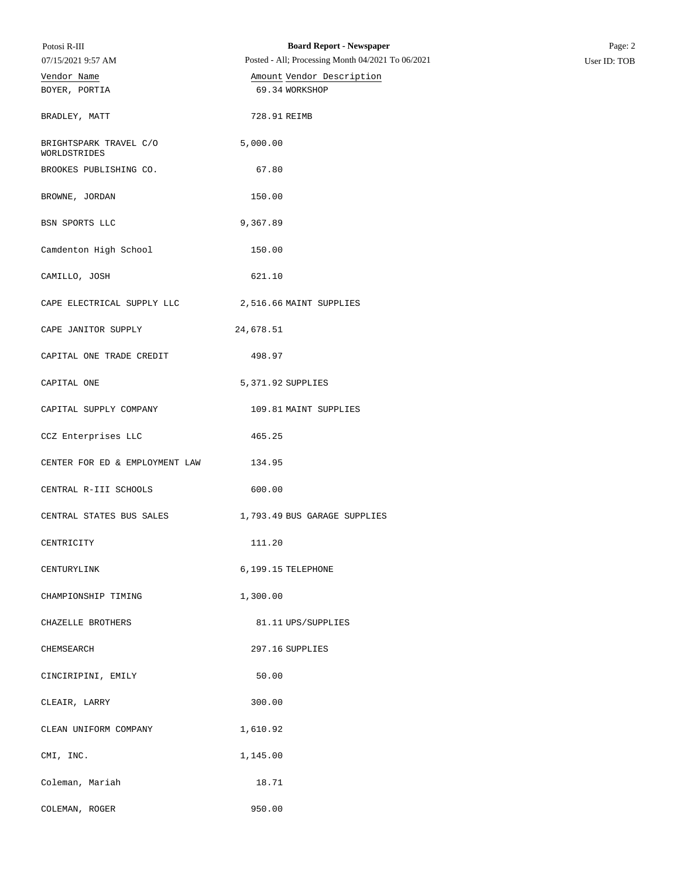| Vendor Name | Amount | Vendor Description |
|---|---|---|
| BOYER, PORTIA | 69.34 | WORKSHOP |
| BRADLEY, MATT | 728.91 | REIMB |
| BRIGHTSPARK TRAVEL C/O WORLDSTRIDES | 5,000.00 | |
| BROOKES PUBLISHING CO. | 67.80 | |
| BROWNE, JORDAN | 150.00 | |
| BSN SPORTS LLC | 9,367.89 | |
| Camdenton High School | 150.00 | |
| CAMILLO, JOSH | 621.10 | |
| CAPE ELECTRICAL SUPPLY LLC | 2,516.66 | MAINT SUPPLIES |
| CAPE JANITOR SUPPLY | 24,678.51 | |
| CAPITAL ONE TRADE CREDIT | 498.97 | |
| CAPITAL ONE | 5,371.92 | SUPPLIES |
| CAPITAL SUPPLY COMPANY | 109.81 | MAINT SUPPLIES |
| CCZ Enterprises LLC | 465.25 | |
| CENTER FOR ED & EMPLOYMENT LAW | 134.95 | |
| CENTRAL R-III SCHOOLS | 600.00 | |
| CENTRAL STATES BUS SALES | 1,793.49 | BUS GARAGE SUPPLIES |
| CENTRICITY | 111.20 | |
| CENTURYLINK | 6,199.15 | TELEPHONE |
| CHAMPIONSHIP TIMING | 1,300.00 | |
| CHAZELLE BROTHERS | 81.11 | UPS/SUPPLIES |
| CHEMSEARCH | 297.16 | SUPPLIES |
| CINCIRIPINI, EMILY | 50.00 | |
| CLEAIR, LARRY | 300.00 | |
| CLEAN UNIFORM COMPANY | 1,610.92 | |
| CMI, INC. | 1,145.00 | |
| Coleman, Mariah | 18.71 | |
| COLEMAN, ROGER | 950.00 | |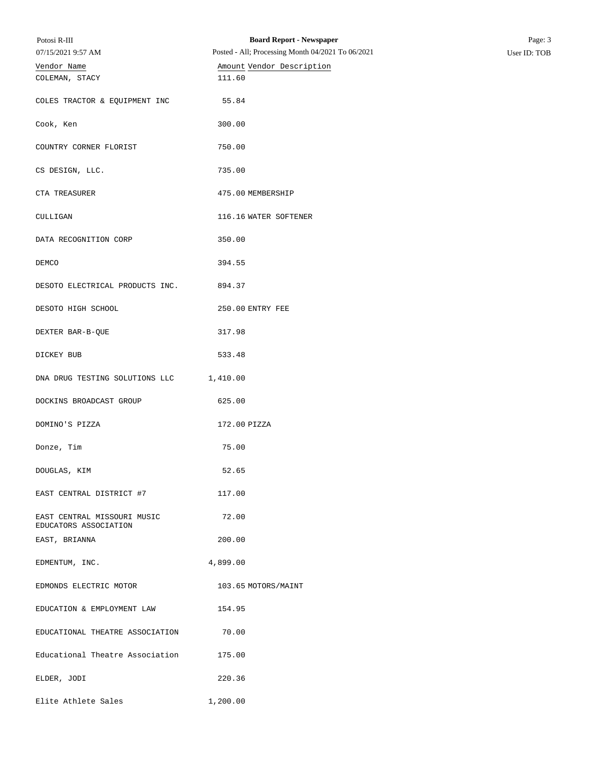| Vendor Name | Amount | Vendor Description |
| --- | --- | --- |
| COLEMAN, STACY | 111.60 | |
| COLES TRACTOR & EQUIPMENT INC | 55.84 | |
| Cook, Ken | 300.00 | |
| COUNTRY CORNER FLORIST | 750.00 | |
| CS DESIGN, LLC. | 735.00 | |
| CTA TREASURER | 475.00 | MEMBERSHIP |
| CULLIGAN | 116.16 | WATER SOFTENER |
| DATA RECOGNITION CORP | 350.00 | |
| DEMCO | 394.55 | |
| DESOTO ELECTRICAL PRODUCTS INC. | 894.37 | |
| DESOTO HIGH SCHOOL | 250.00 | ENTRY FEE |
| DEXTER BAR-B-QUE | 317.98 | |
| DICKEY BUB | 533.48 | |
| DNA DRUG TESTING SOLUTIONS LLC | 1,410.00 | |
| DOCKINS BROADCAST GROUP | 625.00 | |
| DOMINO'S PIZZA | 172.00 | PIZZA |
| Donze, Tim | 75.00 | |
| DOUGLAS, KIM | 52.65 | |
| EAST CENTRAL DISTRICT #7 | 117.00 | |
| EAST CENTRAL MISSOURI MUSIC EDUCATORS ASSOCIATION | 72.00 | |
| EAST, BRIANNA | 200.00 | |
| EDMENTUM, INC. | 4,899.00 | |
| EDMONDS ELECTRIC MOTOR | 103.65 | MOTORS/MAINT |
| EDUCATION & EMPLOYMENT LAW | 154.95 | |
| EDUCATIONAL THEATRE ASSOCIATION | 70.00 | |
| Educational Theatre Association | 175.00 | |
| ELDER, JODI | 220.36 | |
| Elite Athlete Sales | 1,200.00 | |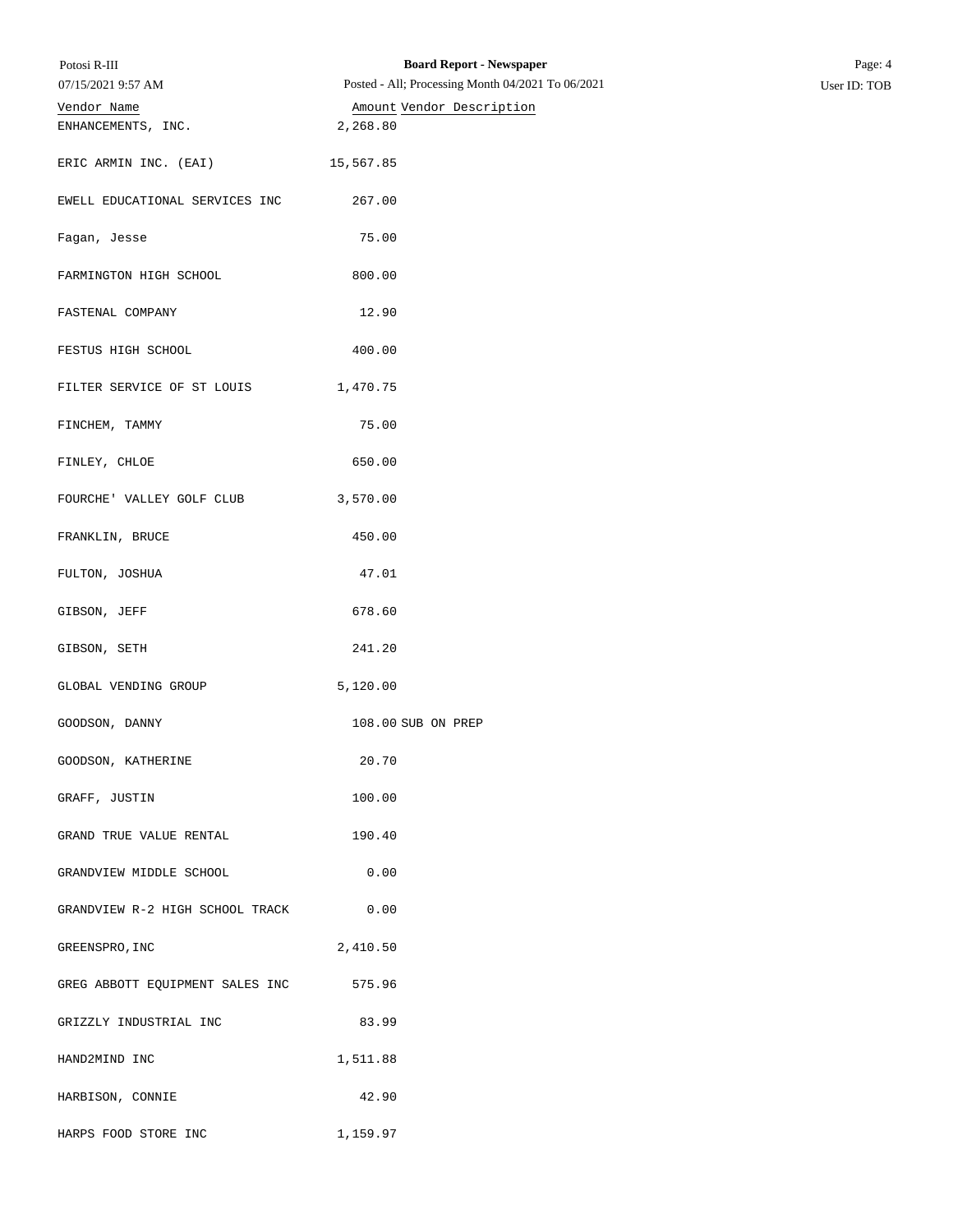| Vendor Name | Amount | Vendor Description |
| --- | --- | --- |
| ENHANCEMENTS, INC. | 2,268.80 | |
| ERIC ARMIN INC. (EAI) | 15,567.85 | |
| EWELL EDUCATIONAL SERVICES INC | 267.00 | |
| Fagan, Jesse | 75.00 | |
| FARMINGTON HIGH SCHOOL | 800.00 | |
| FASTENAL COMPANY | 12.90 | |
| FESTUS HIGH SCHOOL | 400.00 | |
| FILTER SERVICE OF ST LOUIS | 1,470.75 | |
| FINCHEM, TAMMY | 75.00 | |
| FINLEY, CHLOE | 650.00 | |
| FOURCHE' VALLEY GOLF CLUB | 3,570.00 | |
| FRANKLIN, BRUCE | 450.00 | |
| FULTON, JOSHUA | 47.01 | |
| GIBSON, JEFF | 678.60 | |
| GIBSON, SETH | 241.20 | |
| GLOBAL VENDING GROUP | 5,120.00 | |
| GOODSON, DANNY | 108.00 | SUB ON PREP |
| GOODSON, KATHERINE | 20.70 | |
| GRAFF, JUSTIN | 100.00 | |
| GRAND TRUE VALUE RENTAL | 190.40 | |
| GRANDVIEW MIDDLE SCHOOL | 0.00 | |
| GRANDVIEW R-2 HIGH SCHOOL TRACK | 0.00 | |
| GREENSPRO,INC | 2,410.50 | |
| GREG ABBOTT EQUIPMENT SALES INC | 575.96 | |
| GRIZZLY INDUSTRIAL INC | 83.99 | |
| HAND2MIND INC | 1,511.88 | |
| HARBISON, CONNIE | 42.90 | |
| HARPS FOOD STORE INC | 1,159.97 | |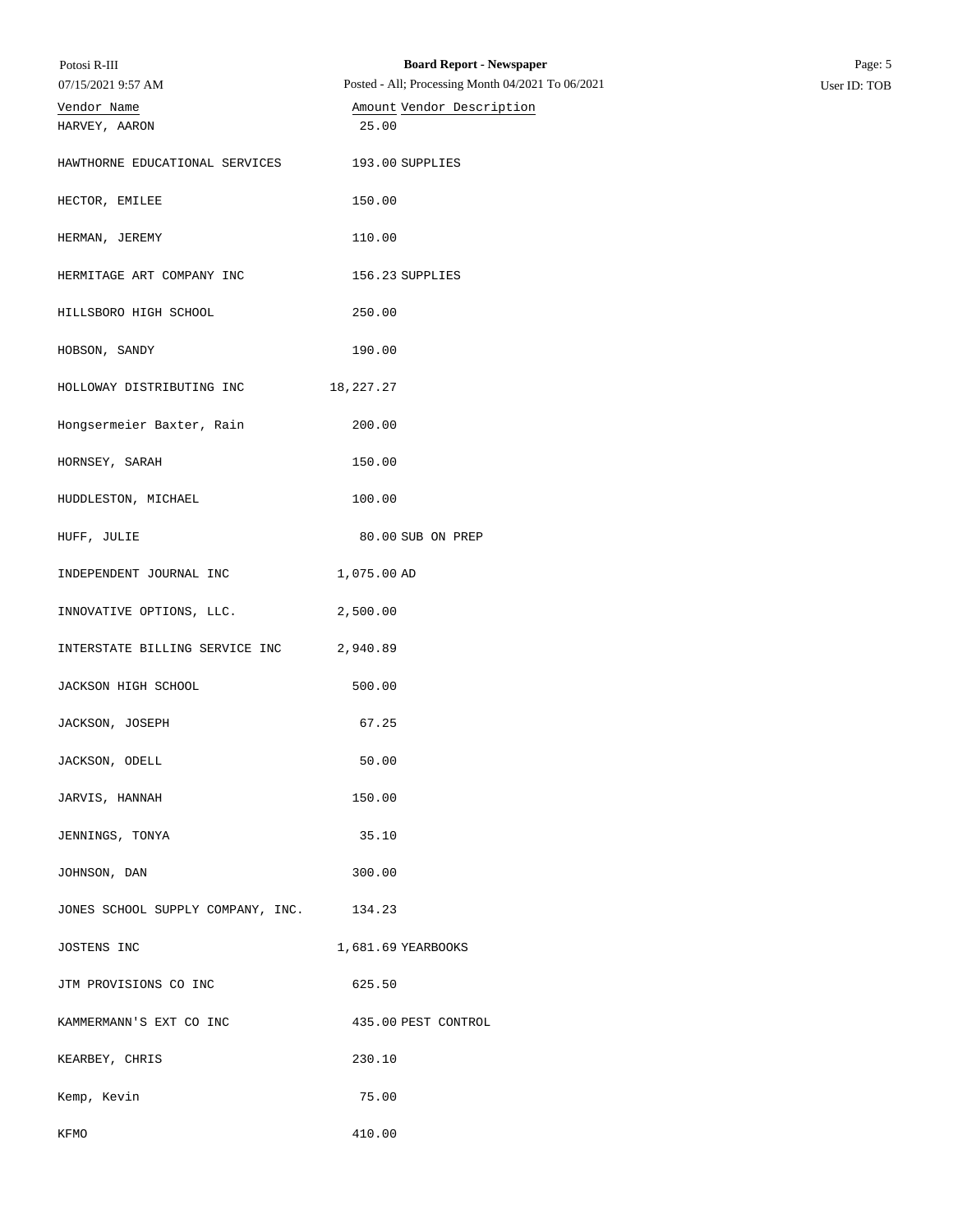| Vendor Name | Amount | Vendor Description |
| --- | --- | --- |
| HARVEY, AARON | 25.00 | |
| HAWTHORNE EDUCATIONAL SERVICES | 193.00 | SUPPLIES |
| HECTOR, EMILEE | 150.00 | |
| HERMAN, JEREMY | 110.00 | |
| HERMITAGE ART COMPANY INC | 156.23 | SUPPLIES |
| HILLSBORO HIGH SCHOOL | 250.00 | |
| HOBSON, SANDY | 190.00 | |
| HOLLOWAY DISTRIBUTING INC | 18,227.27 | |
| Hongsermeier Baxter, Rain | 200.00 | |
| HORNSEY, SARAH | 150.00 | |
| HUDDLESTON, MICHAEL | 100.00 | |
| HUFF, JULIE | 80.00 | SUB ON PREP |
| INDEPENDENT JOURNAL INC | 1,075.00 | AD |
| INNOVATIVE OPTIONS, LLC. | 2,500.00 | |
| INTERSTATE BILLING SERVICE INC | 2,940.89 | |
| JACKSON HIGH SCHOOL | 500.00 | |
| JACKSON, JOSEPH | 67.25 | |
| JACKSON, ODELL | 50.00 | |
| JARVIS, HANNAH | 150.00 | |
| JENNINGS, TONYA | 35.10 | |
| JOHNSON, DAN | 300.00 | |
| JONES SCHOOL SUPPLY COMPANY, INC. | 134.23 | |
| JOSTENS INC | 1,681.69 | YEARBOOKS |
| JTM PROVISIONS CO INC | 625.50 | |
| KAMMERMANN'S EXT CO INC | 435.00 | PEST CONTROL |
| KEARBEY, CHRIS | 230.10 | |
| Kemp, Kevin | 75.00 | |
| KFMO | 410.00 | |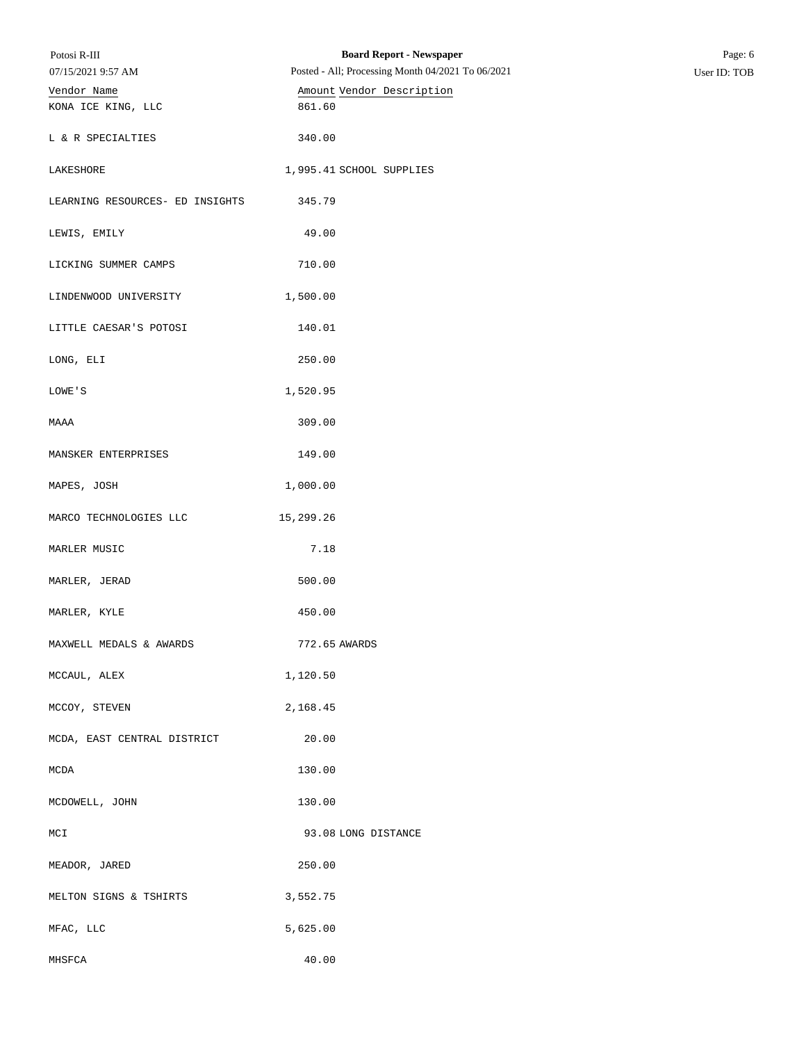| Vendor Name | Amount | Vendor Description |
| --- | --- | --- |
| KONA ICE KING, LLC | 861.60 | |
| L & R SPECIALTIES | 340.00 | |
| LAKESHORE | 1,995.41 | SCHOOL SUPPLIES |
| LEARNING RESOURCES- ED INSIGHTS | 345.79 | |
| LEWIS, EMILY | 49.00 | |
| LICKING SUMMER CAMPS | 710.00 | |
| LINDENWOOD UNIVERSITY | 1,500.00 | |
| LITTLE CAESAR'S POTOSI | 140.01 | |
| LONG, ELI | 250.00 | |
| LOWE'S | 1,520.95 | |
| MAAA | 309.00 | |
| MANSKER ENTERPRISES | 149.00 | |
| MAPES, JOSH | 1,000.00 | |
| MARCO TECHNOLOGIES LLC | 15,299.26 | |
| MARLER MUSIC | 7.18 | |
| MARLER, JERAD | 500.00 | |
| MARLER, KYLE | 450.00 | |
| MAXWELL MEDALS & AWARDS | 772.65 | AWARDS |
| MCCAUL, ALEX | 1,120.50 | |
| MCCOY, STEVEN | 2,168.45 | |
| MCDA, EAST CENTRAL DISTRICT | 20.00 | |
| MCDA | 130.00 | |
| MCDOWELL, JOHN | 130.00 | |
| MCI | 93.08 | LONG DISTANCE |
| MEADOR, JARED | 250.00 | |
| MELTON SIGNS & TSHIRTS | 3,552.75 | |
| MFAC, LLC | 5,625.00 | |
| MHSFCA | 40.00 | |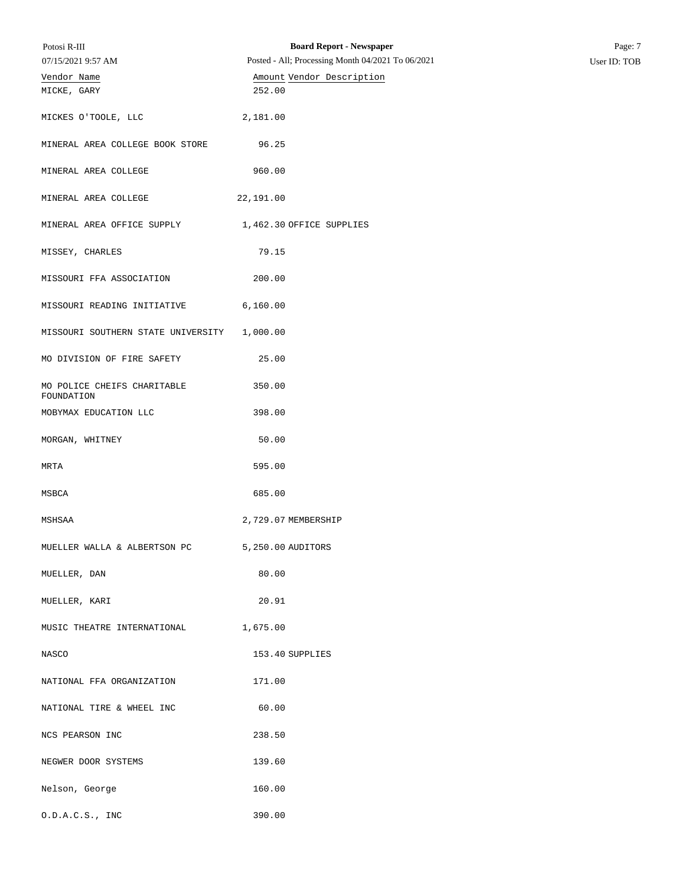| Vendor Name | Amount | Vendor Description |
|---|---|---|
| MICKE, GARY | 252.00 | |
| MICKES O'TOOLE, LLC | 2,181.00 | |
| MINERAL AREA COLLEGE BOOK STORE | 96.25 | |
| MINERAL AREA COLLEGE | 960.00 | |
| MINERAL AREA COLLEGE | 22,191.00 | |
| MINERAL AREA OFFICE SUPPLY | 1,462.30 | OFFICE SUPPLIES |
| MISSEY, CHARLES | 79.15 | |
| MISSOURI FFA ASSOCIATION | 200.00 | |
| MISSOURI READING INITIATIVE | 6,160.00 | |
| MISSOURI SOUTHERN STATE UNIVERSITY | 1,000.00 | |
| MO DIVISION OF FIRE SAFETY | 25.00 | |
| MO POLICE CHEIFS CHARITABLE FOUNDATION | 350.00 | |
| MOBYMAX EDUCATION LLC | 398.00 | |
| MORGAN, WHITNEY | 50.00 | |
| MRTA | 595.00 | |
| MSBCA | 685.00 | |
| MSHSAA | 2,729.07 | MEMBERSHIP |
| MUELLER WALLA & ALBERTSON PC | 5,250.00 | AUDITORS |
| MUELLER, DAN | 80.00 | |
| MUELLER, KARI | 20.91 | |
| MUSIC THEATRE INTERNATIONAL | 1,675.00 | |
| NASCO | 153.40 | SUPPLIES |
| NATIONAL FFA ORGANIZATION | 171.00 | |
| NATIONAL TIRE & WHEEL INC | 60.00 | |
| NCS PEARSON INC | 238.50 | |
| NEGWER DOOR SYSTEMS | 139.60 | |
| Nelson, George | 160.00 | |
| O.D.A.C.S., INC | 390.00 | |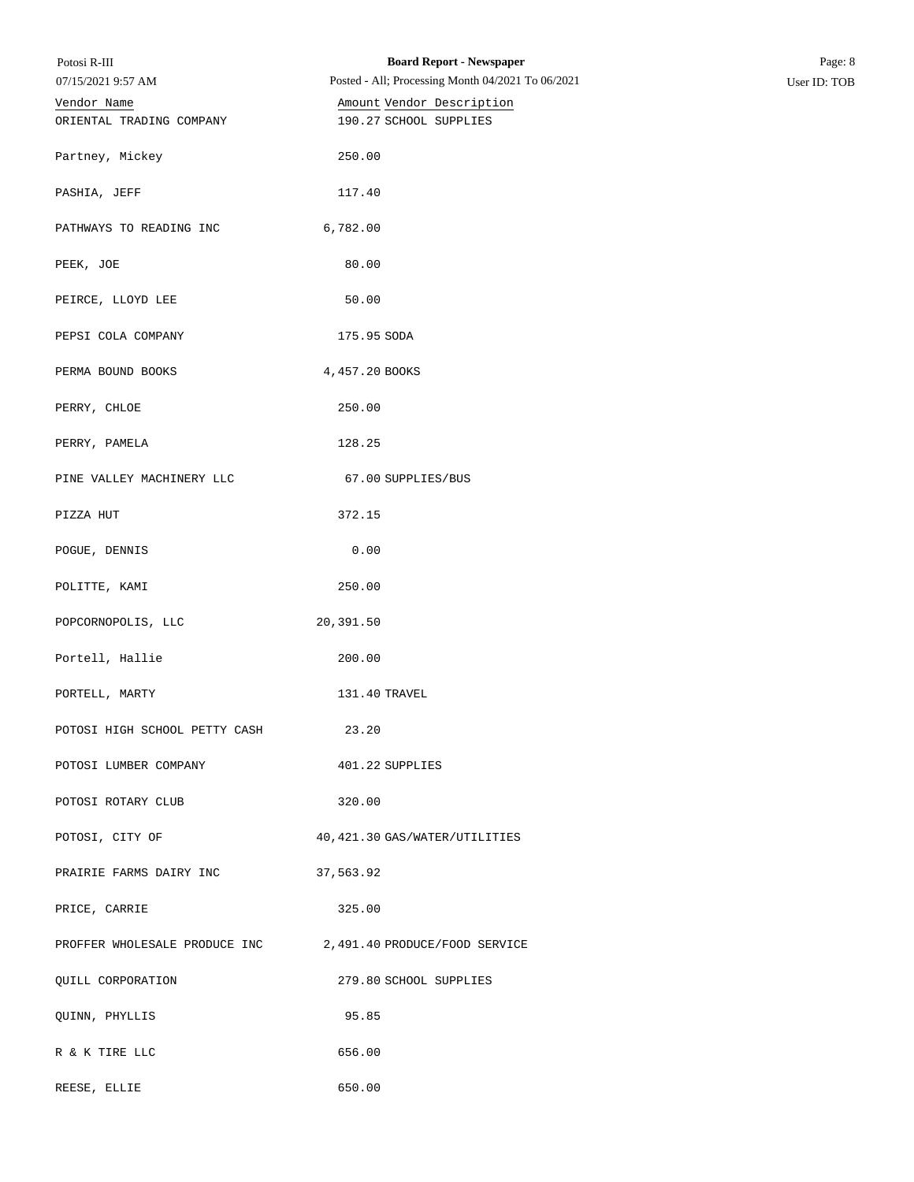| Vendor Name | Amount | Vendor Description |
|---|---|---|
| ORIENTAL TRADING COMPANY | 190.27 | SCHOOL SUPPLIES |
| Partney, Mickey | 250.00 | |
| PASHIA, JEFF | 117.40 | |
| PATHWAYS TO READING INC | 6,782.00 | |
| PEEK, JOE | 80.00 | |
| PEIRCE, LLOYD LEE | 50.00 | |
| PEPSI COLA COMPANY | 175.95 | SODA |
| PERMA BOUND BOOKS | 4,457.20 | BOOKS |
| PERRY, CHLOE | 250.00 | |
| PERRY, PAMELA | 128.25 | |
| PINE VALLEY MACHINERY LLC | 67.00 | SUPPLIES/BUS |
| PIZZA HUT | 372.15 | |
| POGUE, DENNIS | 0.00 | |
| POLITTE, KAMI | 250.00 | |
| POPCORNOPOLIS, LLC | 20,391.50 | |
| Portell, Hallie | 200.00 | |
| PORTELL, MARTY | 131.40 | TRAVEL |
| POTOSI HIGH SCHOOL PETTY CASH | 23.20 | |
| POTOSI LUMBER COMPANY | 401.22 | SUPPLIES |
| POTOSI ROTARY CLUB | 320.00 | |
| POTOSI, CITY OF | 40,421.30 | GAS/WATER/UTILITIES |
| PRAIRIE FARMS DAIRY INC | 37,563.92 | |
| PRICE, CARRIE | 325.00 | |
| PROFFER WHOLESALE PRODUCE INC | 2,491.40 | PRODUCE/FOOD SERVICE |
| QUILL CORPORATION | 279.80 | SCHOOL SUPPLIES |
| QUINN, PHYLLIS | 95.85 | |
| R & K TIRE LLC | 656.00 | |
| REESE, ELLIE | 650.00 | |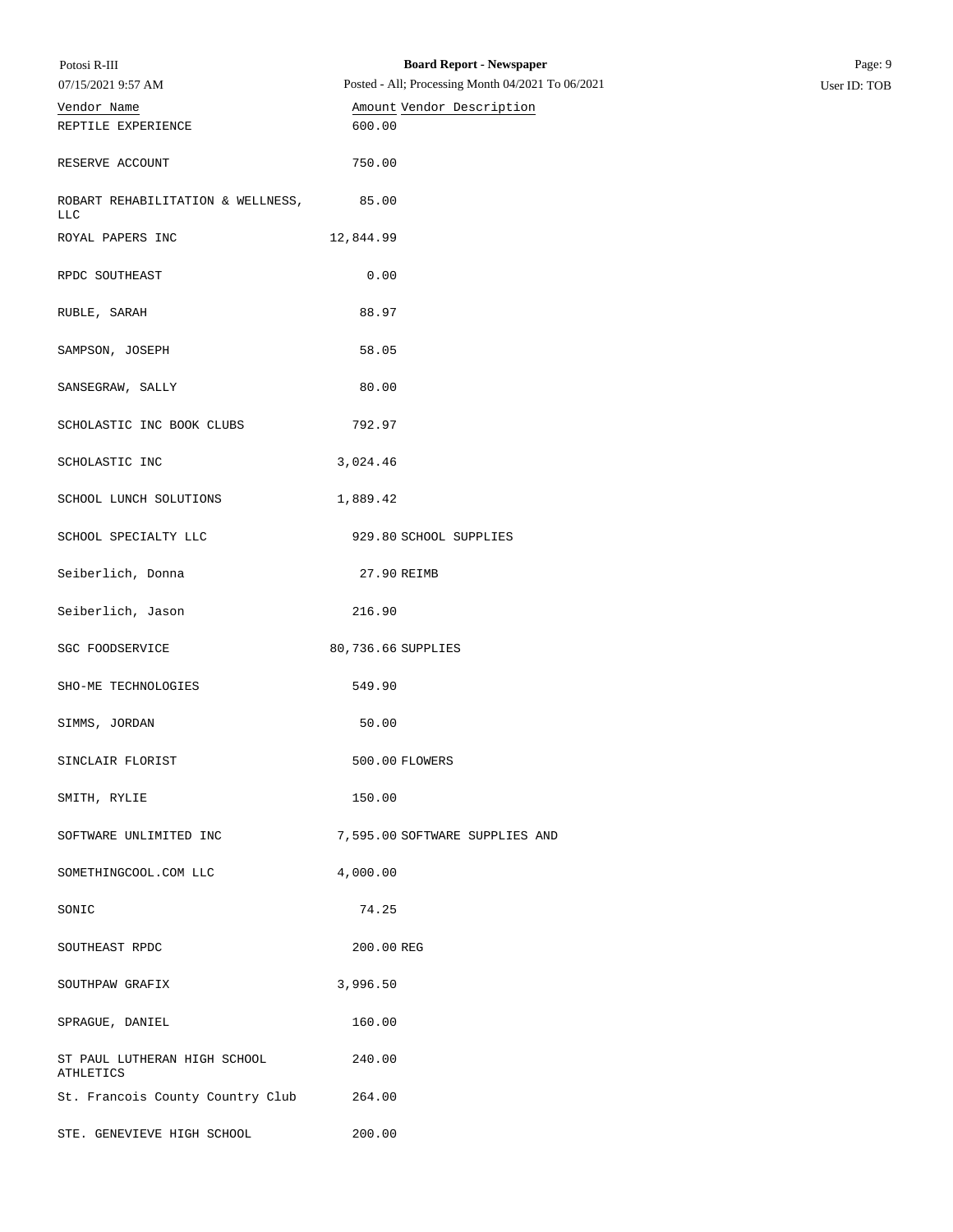| Vendor Name | Amount | Vendor Description |
|---|---|---|
| REPTILE EXPERIENCE | 600.00 | |
| RESERVE ACCOUNT | 750.00 | |
| ROBART REHABILITATION & WELLNESS, LLC | 85.00 | |
| ROYAL PAPERS INC | 12,844.99 | |
| RPDC SOUTHEAST | 0.00 | |
| RUBLE, SARAH | 88.97 | |
| SAMPSON, JOSEPH | 58.05 | |
| SANSEGRAW, SALLY | 80.00 | |
| SCHOLASTIC INC BOOK CLUBS | 792.97 | |
| SCHOLASTIC INC | 3,024.46 | |
| SCHOOL LUNCH SOLUTIONS | 1,889.42 | |
| SCHOOL SPECIALTY LLC | 929.80 | SCHOOL SUPPLIES |
| Seiberlich, Donna | 27.90 | REIMB |
| Seiberlich, Jason | 216.90 | |
| SGC FOODSERVICE | 80,736.66 | SUPPLIES |
| SHO-ME TECHNOLOGIES | 549.90 | |
| SIMMS, JORDAN | 50.00 | |
| SINCLAIR FLORIST | 500.00 | FLOWERS |
| SMITH, RYLIE | 150.00 | |
| SOFTWARE UNLIMITED INC | 7,595.00 | SOFTWARE SUPPLIES AND |
| SOMETHINGCOOL.COM LLC | 4,000.00 | |
| SONIC | 74.25 | |
| SOUTHEAST RPDC | 200.00 | REG |
| SOUTHPAW GRAFIX | 3,996.50 | |
| SPRAGUE, DANIEL | 160.00 | |
| ST PAUL LUTHERAN HIGH SCHOOL ATHLETICS | 240.00 | |
| St. Francois County Country Club | 264.00 | |
| STE. GENEVIEVE HIGH SCHOOL | 200.00 | |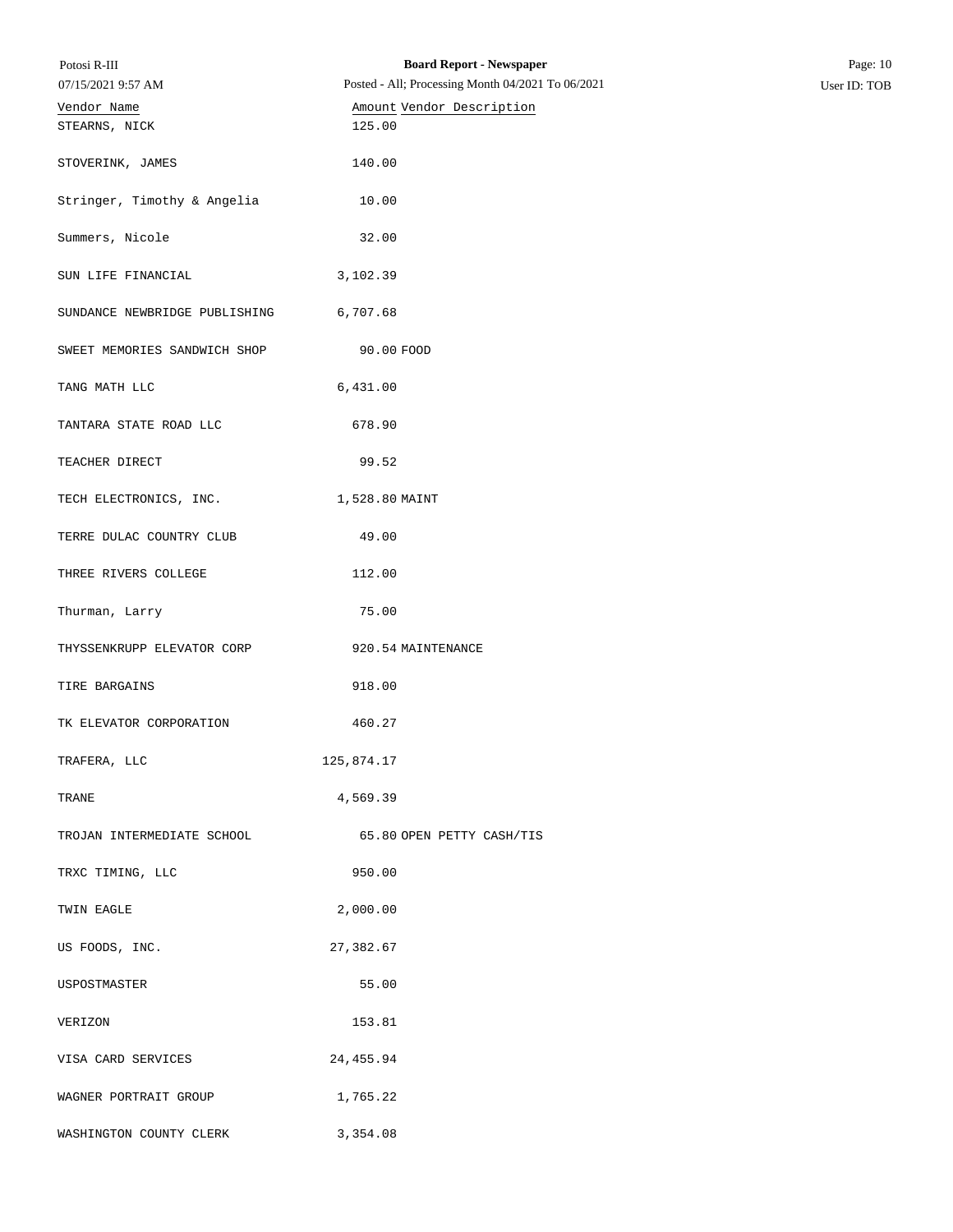| Vendor Name | Amount | Vendor Description |
|---|---|---|
| STEARNS, NICK | 125.00 | |
| STOVERINK, JAMES | 140.00 | |
| Stringer, Timothy & Angelia | 10.00 | |
| Summers, Nicole | 32.00 | |
| SUN LIFE FINANCIAL | 3,102.39 | |
| SUNDANCE NEWBRIDGE PUBLISHING | 6,707.68 | |
| SWEET MEMORIES SANDWICH SHOP | 90.00 | FOOD |
| TANG MATH LLC | 6,431.00 | |
| TANTARA STATE ROAD LLC | 678.90 | |
| TEACHER DIRECT | 99.52 | |
| TECH ELECTRONICS, INC. | 1,528.80 | MAINT |
| TERRE DULAC COUNTRY CLUB | 49.00 | |
| THREE RIVERS COLLEGE | 112.00 | |
| Thurman, Larry | 75.00 | |
| THYSSENKRUPP ELEVATOR CORP | 920.54 | MAINTENANCE |
| TIRE BARGAINS | 918.00 | |
| TK ELEVATOR CORPORATION | 460.27 | |
| TRAFERA, LLC | 125,874.17 | |
| TRANE | 4,569.39 | |
| TROJAN INTERMEDIATE SCHOOL | 65.80 | OPEN PETTY CASH/TIS |
| TRXC TIMING, LLC | 950.00 | |
| TWIN EAGLE | 2,000.00 | |
| US FOODS, INC. | 27,382.67 | |
| USPOSTMASTER | 55.00 | |
| VERIZON | 153.81 | |
| VISA CARD SERVICES | 24,455.94 | |
| WAGNER PORTRAIT GROUP | 1,765.22 | |
| WASHINGTON COUNTY CLERK | 3,354.08 | |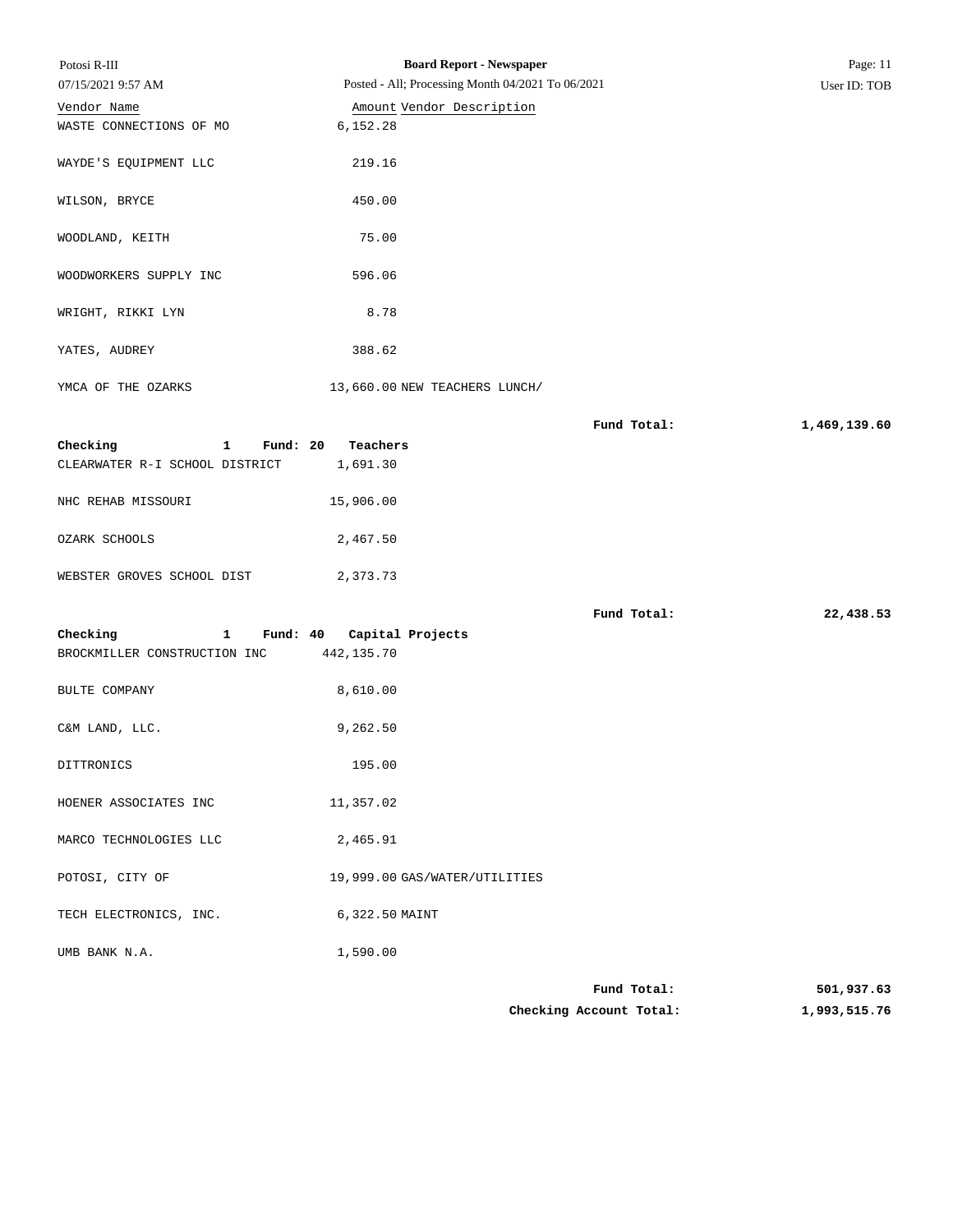| Vendor Name | Amount | Vendor Description |
|---|---|---|
| WASTE CONNECTIONS OF MO | 6,152.28 | |
| WAYDE'S EQUIPMENT LLC | 219.16 | |
| WILSON, BRYCE | 450.00 | |
| WOODLAND, KEITH | 75.00 | |
| WOODWORKERS SUPPLY INC | 596.06 | |
| WRIGHT, RIKKI LYN | 8.78 | |
| YATES, AUDREY | 388.62 | |
| YMCA OF THE OZARKS | 13,660.00 | NEW TEACHERS LUNCH/ |
| | | **Fund Total: 1,469,139.60** |

**Checking 1 Fund: 20 Teachers**

| Vendor Name | Amount | Vendor Description |
|---|---|---|
| CLEARWATER R-I SCHOOL DISTRICT | 1,691.30 | |
| NHC REHAB MISSOURI | 15,906.00 | |
| OZARK SCHOOLS | 2,467.50 | |
| WEBSTER GROVES SCHOOL DIST | 2,373.73 | |
| | | **Fund Total: 22,438.53** |

**Checking 1 Fund: 40 Capital Projects**

| Vendor Name | Amount | Vendor Description |
|---|---|---|
| BROCKMILLER CONSTRUCTION INC | 442,135.70 | |
| BULTE COMPANY | 8,610.00 | |
| C&M LAND, LLC. | 9,262.50 | |
| DITTRONICS | 195.00 | |
| HOENER ASSOCIATES INC | 11,357.02 | |
| MARCO TECHNOLOGIES LLC | 2,465.91 | |
| POTOSI, CITY OF | 19,999.00 | GAS/WATER/UTILITIES |
| TECH ELECTRONICS, INC. | 6,322.50 | MAINT |
| UMB BANK N.A. | 1,590.00 | |
| | | **Fund Total: 501,937.63** |

**Checking Account Total: 1,993,515.76**